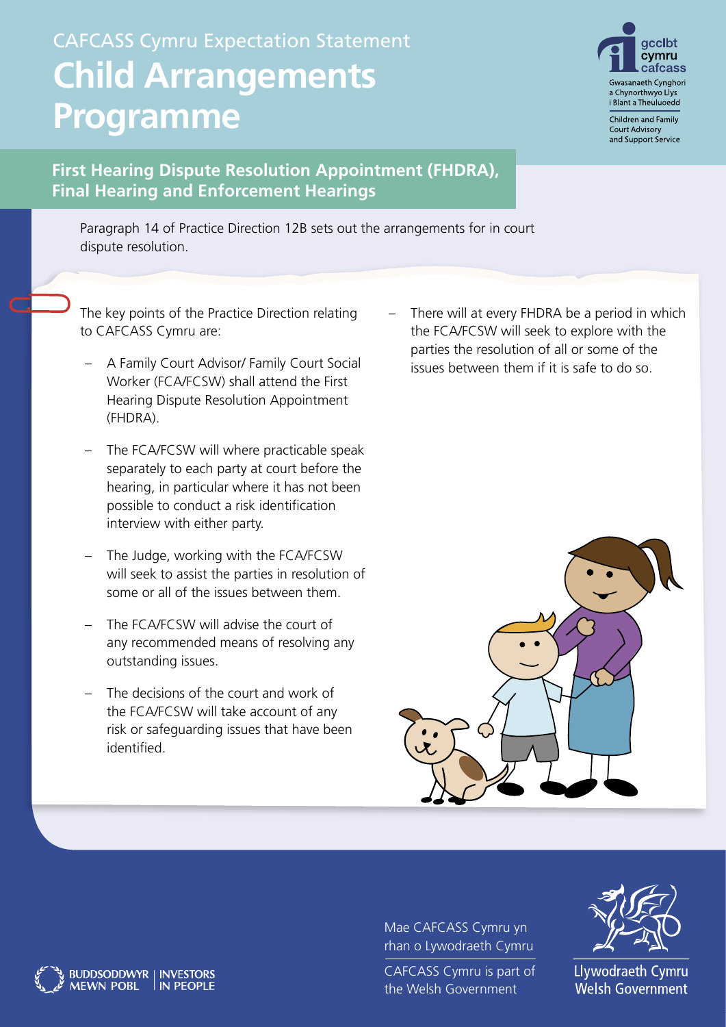CAFCASS Cymru Expectation Statement

# Child Arrangements Programme

## First Hearing Dispute Resolution Appointment (FHDRA), Final Hearing and Enforcement Hearings

Paragraph 14 of Practice Direction 12B sets out the arrangements for in court dispute resolution.

The key points of the Practice Direction relating to CAFCASS Cymru are:

- A Family Court Advisor/ Family Court Social Worker (FCA/FCSW) shall attend the First Hearing Dispute Resolution Appointment (FHDRA).
- The FCA/FCSW will where practicable speak separately to each party at court before the hearing, in particular where it has not been possible to conduct a risk identification interview with either party.
- The Judge, working with the FCA/FCSW will seek to assist the parties in resolution of some or all of the issues between them.
- The FCA/FCSW will advise the court of any recommended means of resolving any outstanding issues.
- The decisions of the court and work of the FCA/FCSW will take account of any risk or safeguarding issues that have been identified.
- There will at every FHDRA be a period in which the FCA/FCSW will seek to explore with the parties the resolution of all or some of the issues between them if it is safe to do so.

Mae CAFCASS Cymru yn rhan o Lywodraeth Cymru

CAFCASS Cymru is part of the Welsh Government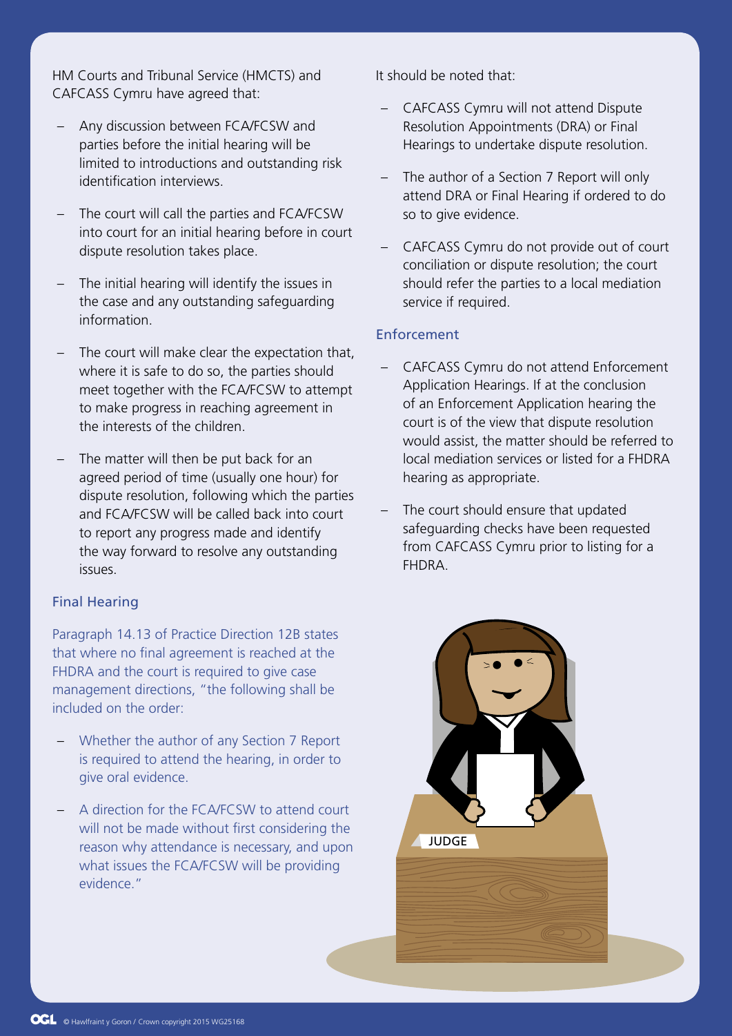HM Courts and Tribunal Service (HMCTS) and CAFCASS Cymru have agreed that:

- Any discussion between FCA/FCSW and parties before the initial hearing will be limited to introductions and outstanding risk identification interviews.
- The court will call the parties and FCA/FCSW into court for an initial hearing before in court dispute resolution takes place.
- The initial hearing will identify the issues in the case and any outstanding safeguarding information.
- The court will make clear the expectation that, where it is safe to do so, the parties should meet together with the FCA/FCSW to attempt to make progress in reaching agreement in the interests of the children.
- The matter will then be put back for an agreed period of time (usually one hour) for dispute resolution, following which the parties and FCA/FCSW will be called back into court to report any progress made and identify the way forward to resolve any outstanding issues.

## Final Hearing

Paragraph 14.13 of Practice Direction 12B states that where no final agreement is reached at the FHDRA and the court is required to give case management directions, "the following shall be included on the order:

- Whether the author of any Section 7 Report is required to attend the hearing, in order to give oral evidence.
- A direction for the FCA/FCSW to attend court will not be made without first considering the reason why attendance is necessary, and upon what issues the FCA/FCSW will be providing evidence."

It should be noted that:

- CAFCASS Cymru will not attend Dispute Resolution Appointments (DRA) or Final Hearings to undertake dispute resolution.
- The author of a Section 7 Report will only attend DRA or Final Hearing if ordered to do so to give evidence.
- CAFCASS Cymru do not provide out of court conciliation or dispute resolution; the court should refer the parties to a local mediation service if required.

## Enforcement

- CAFCASS Cymru do not attend Enforcement Application Hearings. If at the conclusion of an Enforcement Application hearing the court is of the view that dispute resolution would assist, the matter should be referred to local mediation services or listed for a FHDRA hearing as appropriate.
- The court should ensure that updated safeguarding checks have been requested from CAFCASS Cymru prior to listing for a FHDRA.

© Hawlfraint y Goron / Crown copyright 2015 WG25168